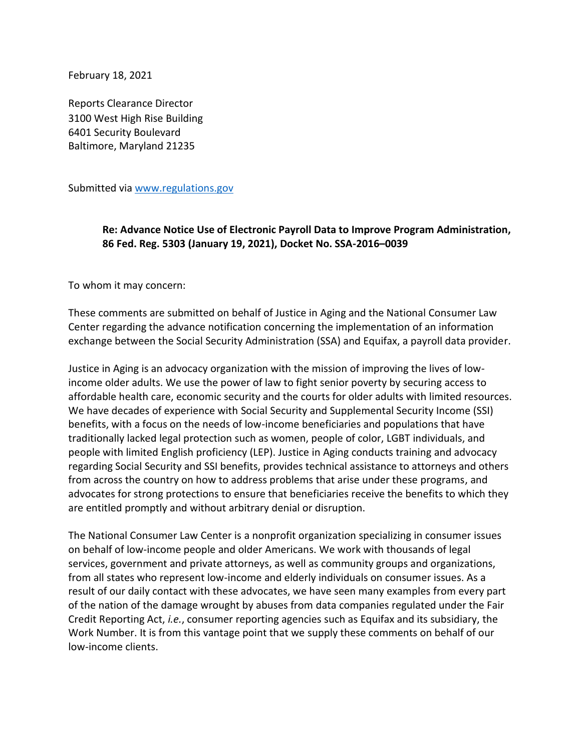February 18, 2021

Reports Clearance Director
3100 West High Rise Building
6401 Security Boulevard
Baltimore, Maryland 21235

Submitted via [www.regulations.gov](http://www.regulations.gov)

**Re: Advance Notice Use of Electronic Payroll Data to Improve Program Administration, 86 Fed. Reg. 5303 (January 19, 2021), Docket No. SSA-2016–0039**

To whom it may concern:

These comments are submitted on behalf of Justice in Aging and the National Consumer Law Center regarding the advance notification concerning the implementation of an information exchange between the Social Security Administration (SSA) and Equifax, a payroll data provider.

Justice in Aging is an advocacy organization with the mission of improving the lives of low-income older adults. We use the power of law to fight senior poverty by securing access to affordable health care, economic security and the courts for older adults with limited resources. We have decades of experience with Social Security and Supplemental Security Income (SSI) benefits, with a focus on the needs of low-income beneficiaries and populations that have traditionally lacked legal protection such as women, people of color, LGBT individuals, and people with limited English proficiency (LEP). Justice in Aging conducts training and advocacy regarding Social Security and SSI benefits, provides technical assistance to attorneys and others from across the country on how to address problems that arise under these programs, and advocates for strong protections to ensure that beneficiaries receive the benefits to which they are entitled promptly and without arbitrary denial or disruption.

The National Consumer Law Center is a nonprofit organization specializing in consumer issues on behalf of low-income people and older Americans. We work with thousands of legal services, government and private attorneys, as well as community groups and organizations, from all states who represent low-income and elderly individuals on consumer issues. As a result of our daily contact with these advocates, we have seen many examples from every part of the nation of the damage wrought by abuses from data companies regulated under the Fair Credit Reporting Act, *i.e.*, consumer reporting agencies such as Equifax and its subsidiary, the Work Number. It is from this vantage point that we supply these comments on behalf of our low-income clients.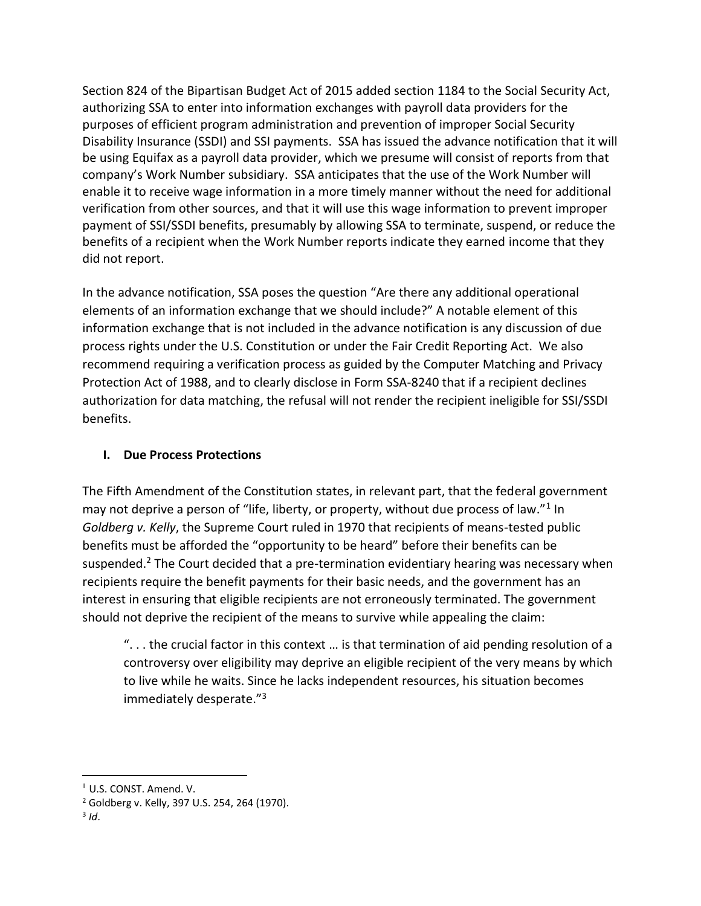Section 824 of the Bipartisan Budget Act of 2015 added section 1184 to the Social Security Act, authorizing SSA to enter into information exchanges with payroll data providers for the purposes of efficient program administration and prevention of improper Social Security Disability Insurance (SSDI) and SSI payments. SSA has issued the advance notification that it will be using Equifax as a payroll data provider, which we presume will consist of reports from that company's Work Number subsidiary. SSA anticipates that the use of the Work Number will enable it to receive wage information in a more timely manner without the need for additional verification from other sources, and that it will use this wage information to prevent improper payment of SSI/SSDI benefits, presumably by allowing SSA to terminate, suspend, or reduce the benefits of a recipient when the Work Number reports indicate they earned income that they did not report.

In the advance notification, SSA poses the question "Are there any additional operational elements of an information exchange that we should include?" A notable element of this information exchange that is not included in the advance notification is any discussion of due process rights under the U.S. Constitution or under the Fair Credit Reporting Act. We also recommend requiring a verification process as guided by the Computer Matching and Privacy Protection Act of 1988, and to clearly disclose in Form SSA-8240 that if a recipient declines authorization for data matching, the refusal will not render the recipient ineligible for SSI/SSDI benefits.

## I. Due Process Protections

The Fifth Amendment of the Constitution states, in relevant part, that the federal government may not deprive a person of "life, liberty, or property, without due process of law."[1] In *Goldberg v. Kelly*, the Supreme Court ruled in 1970 that recipients of means-tested public benefits must be afforded the "opportunity to be heard" before their benefits can be suspended.[2] The Court decided that a pre-termination evidentiary hearing was necessary when recipients require the benefit payments for their basic needs, and the government has an interest in ensuring that eligible recipients are not erroneously terminated. The government should not deprive the recipient of the means to survive while appealing the claim:

> ". . . the crucial factor in this context … is that termination of aid pending resolution of a controversy over eligibility may deprive an eligible recipient of the very means by which to live while he waits. Since he lacks independent resources, his situation becomes immediately desperate."[3]

---

[1] U.S. CONST. Amend. V.

[2] Goldberg v. Kelly, 397 U.S. 254, 264 (1970).

[3] *Id*.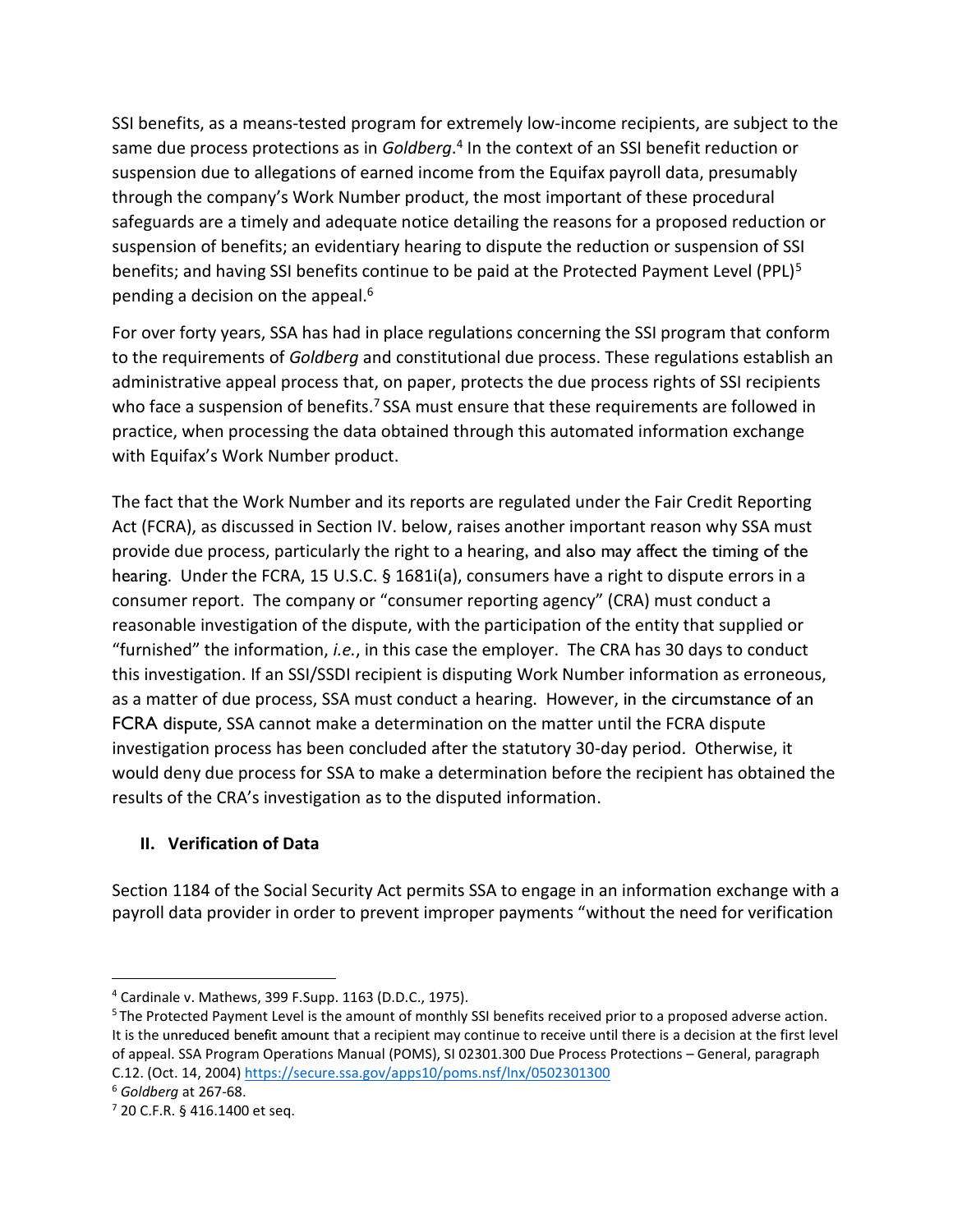SSI benefits, as a means-tested program for extremely low-income recipients, are subject to the same due process protections as in *Goldberg*.[4] In the context of an SSI benefit reduction or suspension due to allegations of earned income from the Equifax payroll data, presumably through the company's Work Number product, the most important of these procedural safeguards are a timely and adequate notice detailing the reasons for a proposed reduction or suspension of benefits; an evidentiary hearing to dispute the reduction or suspension of SSI benefits; and having SSI benefits continue to be paid at the Protected Payment Level (PPL)[5] pending a decision on the appeal.[6]

For over forty years, SSA has had in place regulations concerning the SSI program that conform to the requirements of *Goldberg* and constitutional due process. These regulations establish an administrative appeal process that, on paper, protects the due process rights of SSI recipients who face a suspension of benefits.[7] SSA must ensure that these requirements are followed in practice, when processing the data obtained through this automated information exchange with Equifax's Work Number product.

The fact that the Work Number and its reports are regulated under the Fair Credit Reporting Act (FCRA), as discussed in Section IV. below, raises another important reason why SSA must provide due process, particularly the right to a hearing, and also may affect the timing of the hearing. Under the FCRA, 15 U.S.C. § 1681i(a), consumers have a right to dispute errors in a consumer report. The company or "consumer reporting agency" (CRA) must conduct a reasonable investigation of the dispute, with the participation of the entity that supplied or "furnished" the information, *i.e.*, in this case the employer. The CRA has 30 days to conduct this investigation. If an SSI/SSDI recipient is disputing Work Number information as erroneous, as a matter of due process, SSA must conduct a hearing. However, in the circumstance of an FCRA dispute, SSA cannot make a determination on the matter until the FCRA dispute investigation process has been concluded after the statutory 30-day period. Otherwise, it would deny due process for SSA to make a determination before the recipient has obtained the results of the CRA's investigation as to the disputed information.

## II. Verification of Data

Section 1184 of the Social Security Act permits SSA to engage in an information exchange with a payroll data provider in order to prevent improper payments "without the need for verification

---

[4] Cardinale v. Mathews, 399 F.Supp. 1163 (D.D.C., 1975).

[5] The Protected Payment Level is the amount of monthly SSI benefits received prior to a proposed adverse action. It is the unreduced benefit amount that a recipient may continue to receive until there is a decision at the first level of appeal. SSA Program Operations Manual (POMS), SI 02301.300 Due Process Protections – General, paragraph C.12. (Oct. 14, 2004) https://secure.ssa.gov/apps10/poms.nsf/lnx/0502301300

[6] *Goldberg* at 267-68.

[7] 20 C.F.R. § 416.1400 et seq.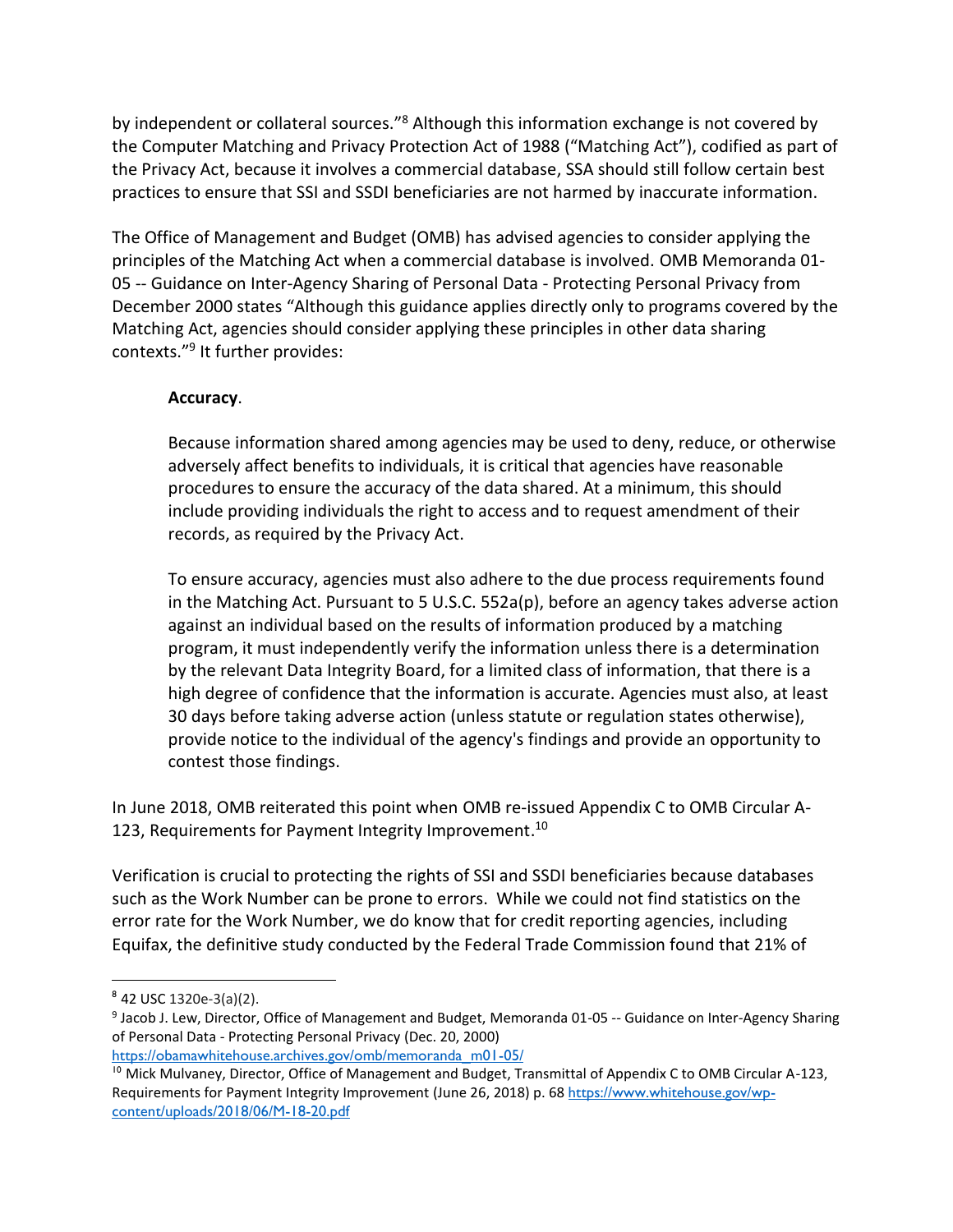by independent or collateral sources."[8] Although this information exchange is not covered by the Computer Matching and Privacy Protection Act of 1988 ("Matching Act"), codified as part of the Privacy Act, because it involves a commercial database, SSA should still follow certain best practices to ensure that SSI and SSDI beneficiaries are not harmed by inaccurate information.

The Office of Management and Budget (OMB) has advised agencies to consider applying the principles of the Matching Act when a commercial database is involved. OMB Memoranda 01-05 -- Guidance on Inter-Agency Sharing of Personal Data - Protecting Personal Privacy from December 2000 states "Although this guidance applies directly only to programs covered by the Matching Act, agencies should consider applying these principles in other data sharing contexts."[9] It further provides:

> **Accuracy**.
>
> Because information shared among agencies may be used to deny, reduce, or otherwise adversely affect benefits to individuals, it is critical that agencies have reasonable procedures to ensure the accuracy of the data shared. At a minimum, this should include providing individuals the right to access and to request amendment of their records, as required by the Privacy Act.
>
> To ensure accuracy, agencies must also adhere to the due process requirements found in the Matching Act. Pursuant to 5 U.S.C. 552a(p), before an agency takes adverse action against an individual based on the results of information produced by a matching program, it must independently verify the information unless there is a determination by the relevant Data Integrity Board, for a limited class of information, that there is a high degree of confidence that the information is accurate. Agencies must also, at least 30 days before taking adverse action (unless statute or regulation states otherwise), provide notice to the individual of the agency's findings and provide an opportunity to contest those findings.

In June 2018, OMB reiterated this point when OMB re-issued Appendix C to OMB Circular A-123, Requirements for Payment Integrity Improvement.[10]

Verification is crucial to protecting the rights of SSI and SSDI beneficiaries because databases such as the Work Number can be prone to errors. While we could not find statistics on the error rate for the Work Number, we do know that for credit reporting agencies, including Equifax, the definitive study conducted by the Federal Trade Commission found that 21% of

---

[8] 42 USC 1320e-3(a)(2).

[9] Jacob J. Lew, Director, Office of Management and Budget, Memoranda 01-05 -- Guidance on Inter-Agency Sharing of Personal Data - Protecting Personal Privacy (Dec. 20, 2000) https://obamawhitehouse.archives.gov/omb/memoranda_m01-05/

[10] Mick Mulvaney, Director, Office of Management and Budget, Transmittal of Appendix C to OMB Circular A-123, Requirements for Payment Integrity Improvement (June 26, 2018) p. 68 https://www.whitehouse.gov/wp-content/uploads/2018/06/M-18-20.pdf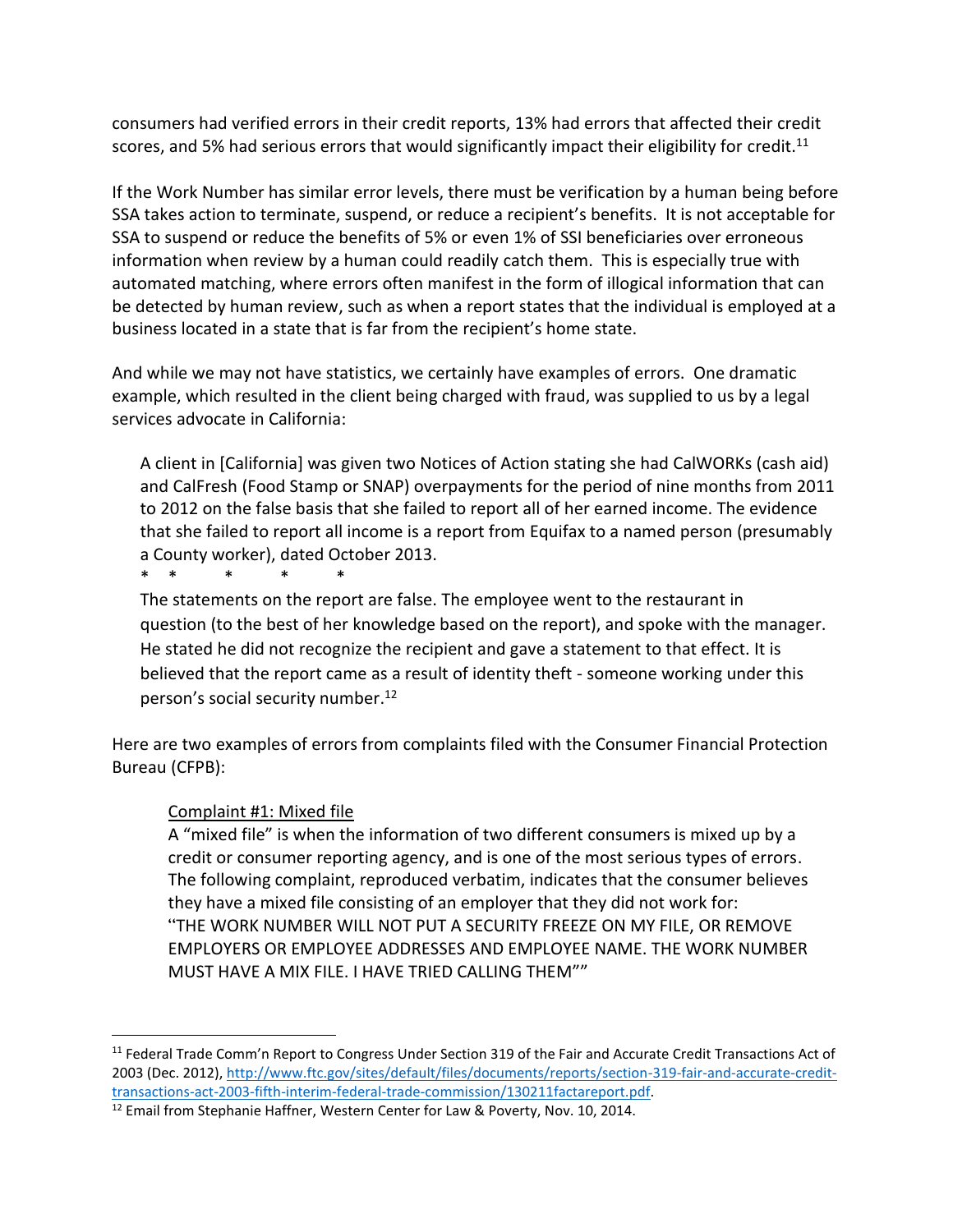consumers had verified errors in their credit reports, 13% had errors that affected their credit scores, and 5% had serious errors that would significantly impact their eligibility for credit.[11]

If the Work Number has similar error levels, there must be verification by a human being before SSA takes action to terminate, suspend, or reduce a recipient's benefits. It is not acceptable for SSA to suspend or reduce the benefits of 5% or even 1% of SSI beneficiaries over erroneous information when review by a human could readily catch them. This is especially true with automated matching, where errors often manifest in the form of illogical information that can be detected by human review, such as when a report states that the individual is employed at a business located in a state that is far from the recipient's home state.

And while we may not have statistics, we certainly have examples of errors. One dramatic example, which resulted in the client being charged with fraud, was supplied to us by a legal services advocate in California:

> A client in [California] was given two Notices of Action stating she had CalWORKs (cash aid) and CalFresh (Food Stamp or SNAP) overpayments for the period of nine months from 2011 to 2012 on the false basis that she failed to report all of her earned income. The evidence that she failed to report all income is a report from Equifax to a named person (presumably a County worker), dated October 2013.
>
> \*  \*  \*  \*  \*
>
> The statements on the report are false. The employee went to the restaurant in question (to the best of her knowledge based on the report), and spoke with the manager. He stated he did not recognize the recipient and gave a statement to that effect. It is believed that the report came as a result of identity theft - someone working under this person's social security number.[12]

Here are two examples of errors from complaints filed with the Consumer Financial Protection Bureau (CFPB):

> <u>Complaint #1: Mixed file</u>
>
> A "mixed file" is when the information of two different consumers is mixed up by a credit or consumer reporting agency, and is one of the most serious types of errors. The following complaint, reproduced verbatim, indicates that the consumer believes they have a mixed file consisting of an employer that they did not work for: "THE WORK NUMBER WILL NOT PUT A SECURITY FREEZE ON MY FILE, OR REMOVE EMPLOYERS OR EMPLOYEE ADDRESSES AND EMPLOYEE NAME. THE WORK NUMBER MUST HAVE A MIX FILE. I HAVE TRIED CALLING THEM""

---

[11] Federal Trade Comm'n Report to Congress Under Section 319 of the Fair and Accurate Credit Transactions Act of 2003 (Dec. 2012), http://www.ftc.gov/sites/default/files/documents/reports/section-319-fair-and-accurate-credit-transactions-act-2003-fifth-interim-federal-trade-commission/130211factareport.pdf.

[12] Email from Stephanie Haffner, Western Center for Law & Poverty, Nov. 10, 2014.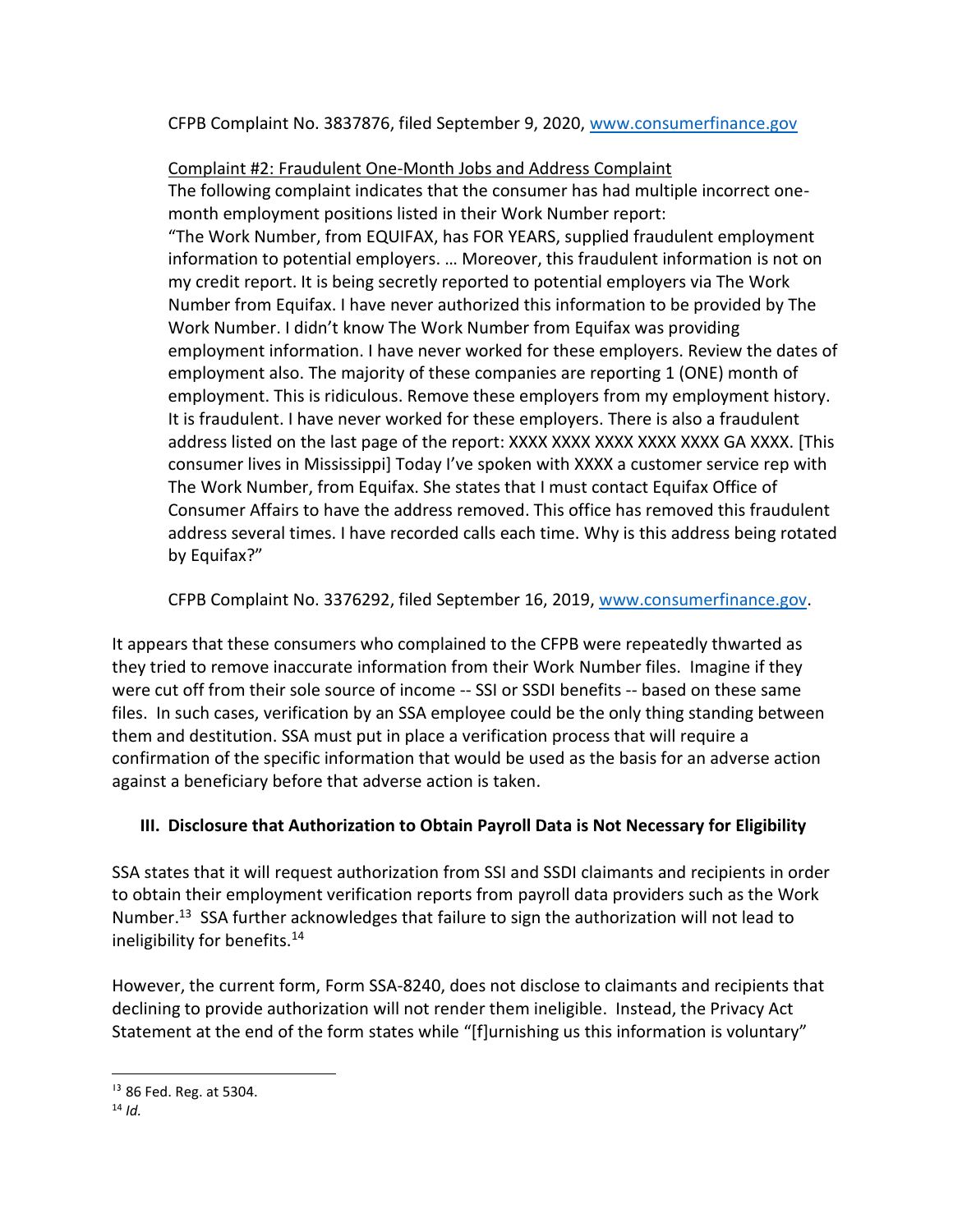CFPB Complaint No. 3837876, filed September 9, 2020, www.consumerfinance.gov

<u>Complaint #2: Fraudulent One-Month Jobs and Address Complaint</u>

The following complaint indicates that the consumer has had multiple incorrect one-month employment positions listed in their Work Number report:

"The Work Number, from EQUIFAX, has FOR YEARS, supplied fraudulent employment information to potential employers. … Moreover, this fraudulent information is not on my credit report. It is being secretly reported to potential employers via The Work Number from Equifax. I have never authorized this information to be provided by The Work Number. I didn't know The Work Number from Equifax was providing employment information. I have never worked for these employers. Review the dates of employment also. The majority of these companies are reporting 1 (ONE) month of employment. This is ridiculous. Remove these employers from my employment history. It is fraudulent. I have never worked for these employers. There is also a fraudulent address listed on the last page of the report: XXXX XXXX XXXX XXXX XXXX GA XXXX. [This consumer lives in Mississippi] Today I've spoken with XXXX a customer service rep with The Work Number, from Equifax. She states that I must contact Equifax Office of Consumer Affairs to have the address removed. This office has removed this fraudulent address several times. I have recorded calls each time. Why is this address being rotated by Equifax?"

CFPB Complaint No. 3376292, filed September 16, 2019, www.consumerfinance.gov.

It appears that these consumers who complained to the CFPB were repeatedly thwarted as they tried to remove inaccurate information from their Work Number files. Imagine if they were cut off from their sole source of income -- SSI or SSDI benefits -- based on these same files. In such cases, verification by an SSA employee could be the only thing standing between them and destitution. SSA must put in place a verification process that will require a confirmation of the specific information that would be used as the basis for an adverse action against a beneficiary before that adverse action is taken.

## III. Disclosure that Authorization to Obtain Payroll Data is Not Necessary for Eligibility

SSA states that it will request authorization from SSI and SSDI claimants and recipients in order to obtain their employment verification reports from payroll data providers such as the Work Number.[13] SSA further acknowledges that failure to sign the authorization will not lead to ineligibility for benefits.[14]

However, the current form, Form SSA-8240, does not disclose to claimants and recipients that declining to provide authorization will not render them ineligible. Instead, the Privacy Act Statement at the end of the form states while "[f]urnishing us this information is voluntary"

---

[13] 86 Fed. Reg. at 5304.

[14] *Id.*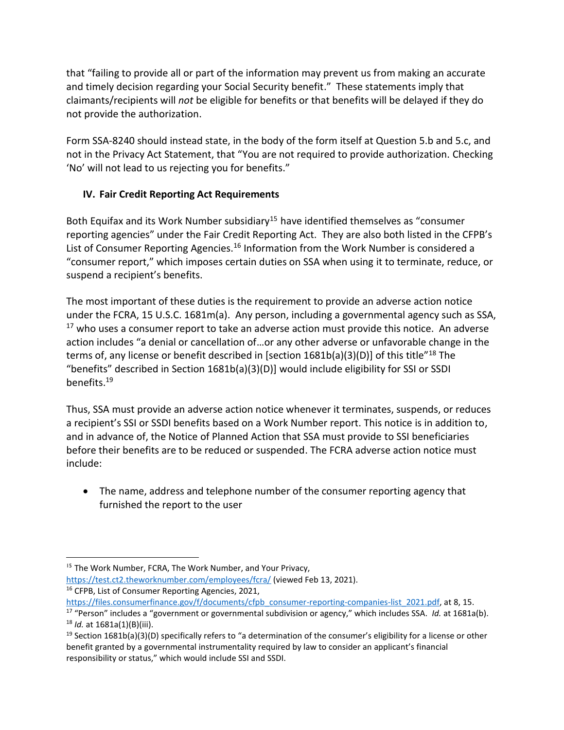that "failing to provide all or part of the information may prevent us from making an accurate and timely decision regarding your Social Security benefit." These statements imply that claimants/recipients will *not* be eligible for benefits or that benefits will be delayed if they do not provide the authorization.

Form SSA-8240 should instead state, in the body of the form itself at Question 5.b and 5.c, and not in the Privacy Act Statement, that "You are not required to provide authorization. Checking 'No' will not lead to us rejecting you for benefits."

## IV. Fair Credit Reporting Act Requirements

Both Equifax and its Work Number subsidiary[15] have identified themselves as "consumer reporting agencies" under the Fair Credit Reporting Act. They are also both listed in the CFPB's List of Consumer Reporting Agencies.[16] Information from the Work Number is considered a "consumer report," which imposes certain duties on SSA when using it to terminate, reduce, or suspend a recipient's benefits.

The most important of these duties is the requirement to provide an adverse action notice under the FCRA, 15 U.S.C. 1681m(a). Any person, including a governmental agency such as SSA, [17] who uses a consumer report to take an adverse action must provide this notice. An adverse action includes "a denial or cancellation of…or any other adverse or unfavorable change in the terms of, any license or benefit described in [section 1681b(a)(3)(D)] of this title"[18] The "benefits" described in Section 1681b(a)(3)(D)] would include eligibility for SSI or SSDI benefits.[19]

Thus, SSA must provide an adverse action notice whenever it terminates, suspends, or reduces a recipient's SSI or SSDI benefits based on a Work Number report. This notice is in addition to, and in advance of, the Notice of Planned Action that SSA must provide to SSI beneficiaries before their benefits are to be reduced or suspended. The FCRA adverse action notice must include:

- The name, address and telephone number of the consumer reporting agency that furnished the report to the user

---

[15] The Work Number, FCRA, The Work Number, and Your Privacy, https://test.ct2.theworknumber.com/employees/fcra/ (viewed Feb 13, 2021).

[16] CFPB, List of Consumer Reporting Agencies, 2021, https://files.consumerfinance.gov/f/documents/cfpb_consumer-reporting-companies-list_2021.pdf, at 8, 15.

[17] "Person" includes a "government or governmental subdivision or agency," which includes SSA. *Id.* at 1681a(b).

[18] *Id.* at 1681a(1)(B)(iii).

[19] Section 1681b(a)(3)(D) specifically refers to "a determination of the consumer's eligibility for a license or other benefit granted by a governmental instrumentality required by law to consider an applicant's financial responsibility or status," which would include SSI and SSDI.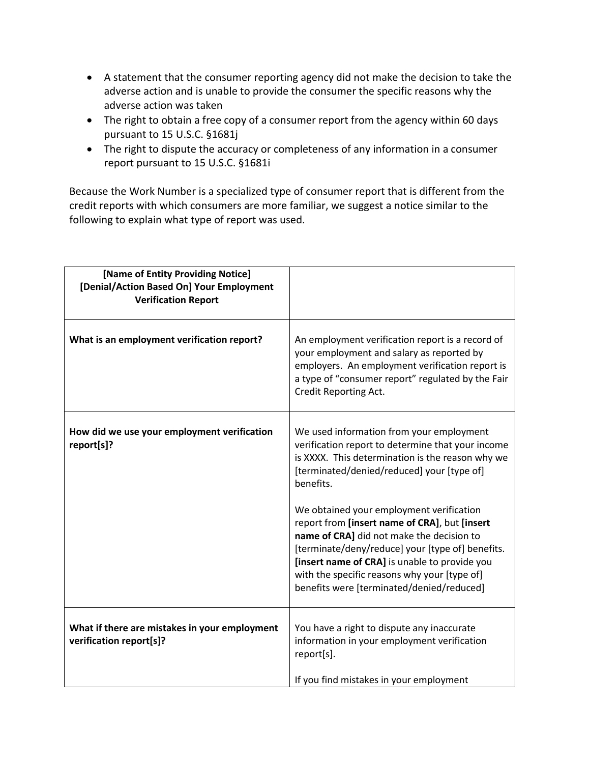- A statement that the consumer reporting agency did not make the decision to take the adverse action and is unable to provide the consumer the specific reasons why the adverse action was taken
- The right to obtain a free copy of a consumer report from the agency within 60 days pursuant to 15 U.S.C. §1681j
- The right to dispute the accuracy or completeness of any information in a consumer report pursuant to 15 U.S.C. §1681i

Because the Work Number is a specialized type of consumer report that is different from the credit reports with which consumers are more familiar, we suggest a notice similar to the following to explain what type of report was used.

| **[Name of Entity Providing Notice]<br>[Denial/Action Based On] Your Employment Verification Report** | |
|---|---|
| **What is an employment verification report?** | An employment verification report is a record of your employment and salary as reported by employers. An employment verification report is a type of "consumer report" regulated by the Fair Credit Reporting Act. |
| **How did we use your employment verification report[s]?** | We used information from your employment verification report to determine that your income is XXXX. This determination is the reason why we [terminated/denied/reduced] your [type of] benefits.<br><br>We obtained your employment verification report from **[insert name of CRA]**, but **[insert name of CRA]** did not make the decision to [terminate/deny/reduce] your [type of] benefits. **[insert name of CRA]** is unable to provide you with the specific reasons why your [type of] benefits were [terminated/denied/reduced] |
| **What if there are mistakes in your employment verification report[s]?** | You have a right to dispute any inaccurate information in your employment verification report[s].<br><br>If you find mistakes in your employment |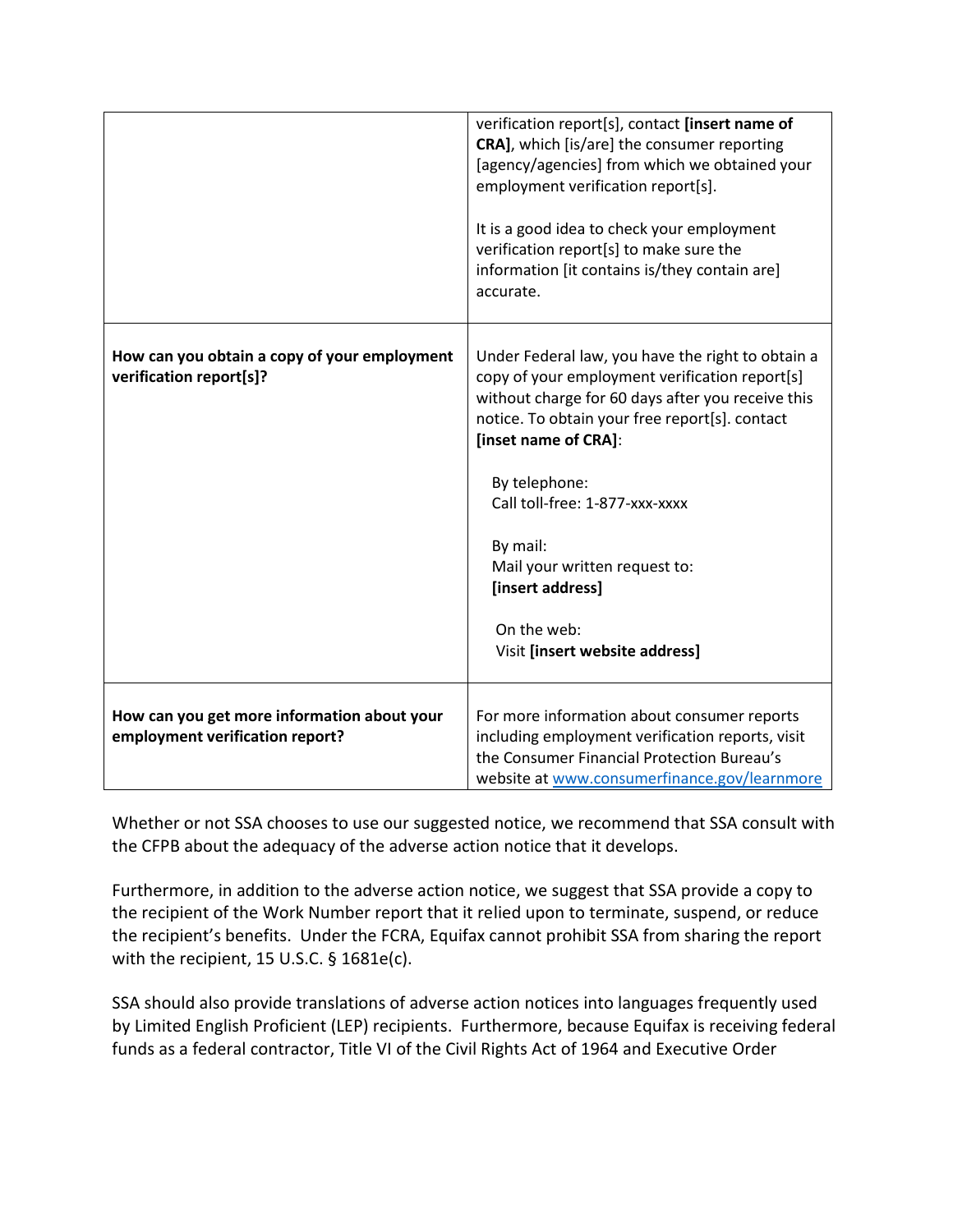| | |
|---|---|
| | verification report[s], contact **[insert name of CRA]**, which [is/are] the consumer reporting [agency/agencies] from which we obtained your employment verification report[s].<br><br>It is a good idea to check your employment verification report[s] to make sure the information [it contains is/they contain are] accurate. |
| **How can you obtain a copy of your employment verification report[s]?** | Under Federal law, you have the right to obtain a copy of your employment verification report[s] without charge for 60 days after you receive this notice. To obtain your free report[s]. contact **[inset name of CRA]**:<br><br>By telephone:<br>Call toll-free: 1-877-xxx-xxxx<br><br>By mail:<br>Mail your written request to:<br>**[insert address]**<br><br>On the web:<br>Visit **[insert website address]** |
| **How can you get more information about your employment verification report?** | For more information about consumer reports including employment verification reports, visit the Consumer Financial Protection Bureau's website at www.consumerfinance.gov/learnmore |

Whether or not SSA chooses to use our suggested notice, we recommend that SSA consult with the CFPB about the adequacy of the adverse action notice that it develops.

Furthermore, in addition to the adverse action notice, we suggest that SSA provide a copy to the recipient of the Work Number report that it relied upon to terminate, suspend, or reduce the recipient's benefits. Under the FCRA, Equifax cannot prohibit SSA from sharing the report with the recipient, 15 U.S.C. § 1681e(c).

SSA should also provide translations of adverse action notices into languages frequently used by Limited English Proficient (LEP) recipients. Furthermore, because Equifax is receiving federal funds as a federal contractor, Title VI of the Civil Rights Act of 1964 and Executive Order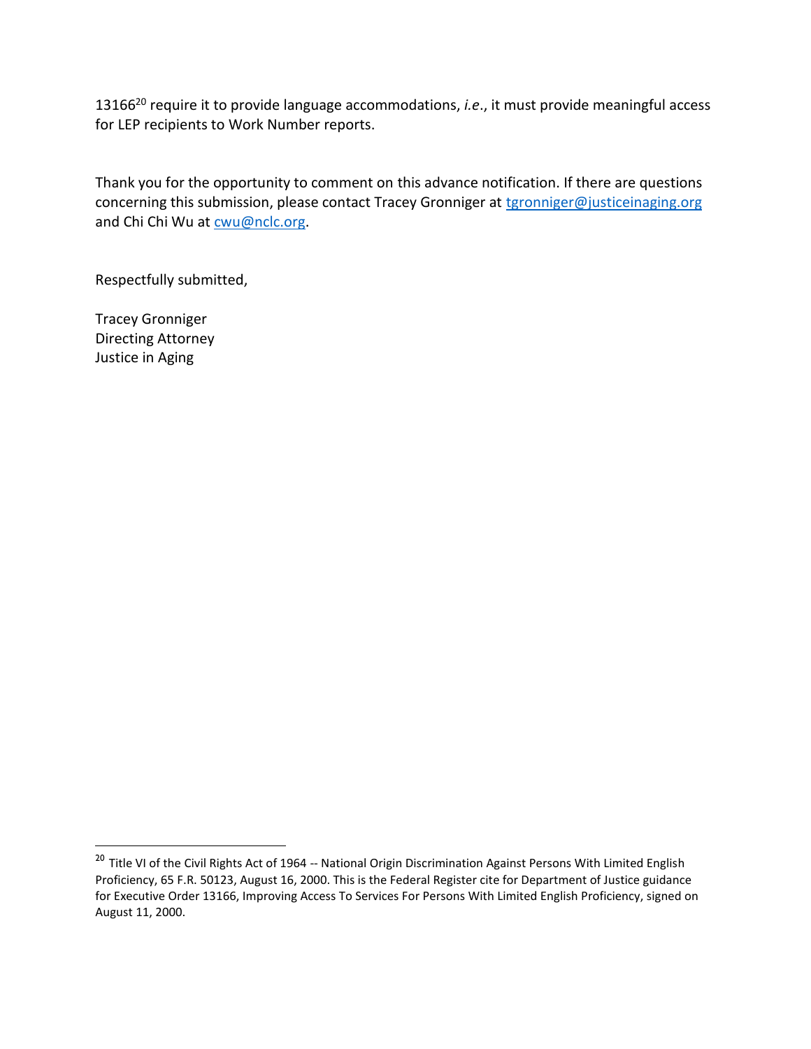13166[20] require it to provide language accommodations, *i.e*., it must provide meaningful access for LEP recipients to Work Number reports.

Thank you for the opportunity to comment on this advance notification. If there are questions concerning this submission, please contact Tracey Gronniger at tgronniger@justiceinaging.org and Chi Chi Wu at cwu@nclc.org.

Respectfully submitted,

Tracey Gronniger
Directing Attorney
Justice in Aging

[20] Title VI of the Civil Rights Act of 1964 -- National Origin Discrimination Against Persons With Limited English Proficiency, 65 F.R. 50123, August 16, 2000. This is the Federal Register cite for Department of Justice guidance for Executive Order 13166, Improving Access To Services For Persons With Limited English Proficiency, signed on August 11, 2000.